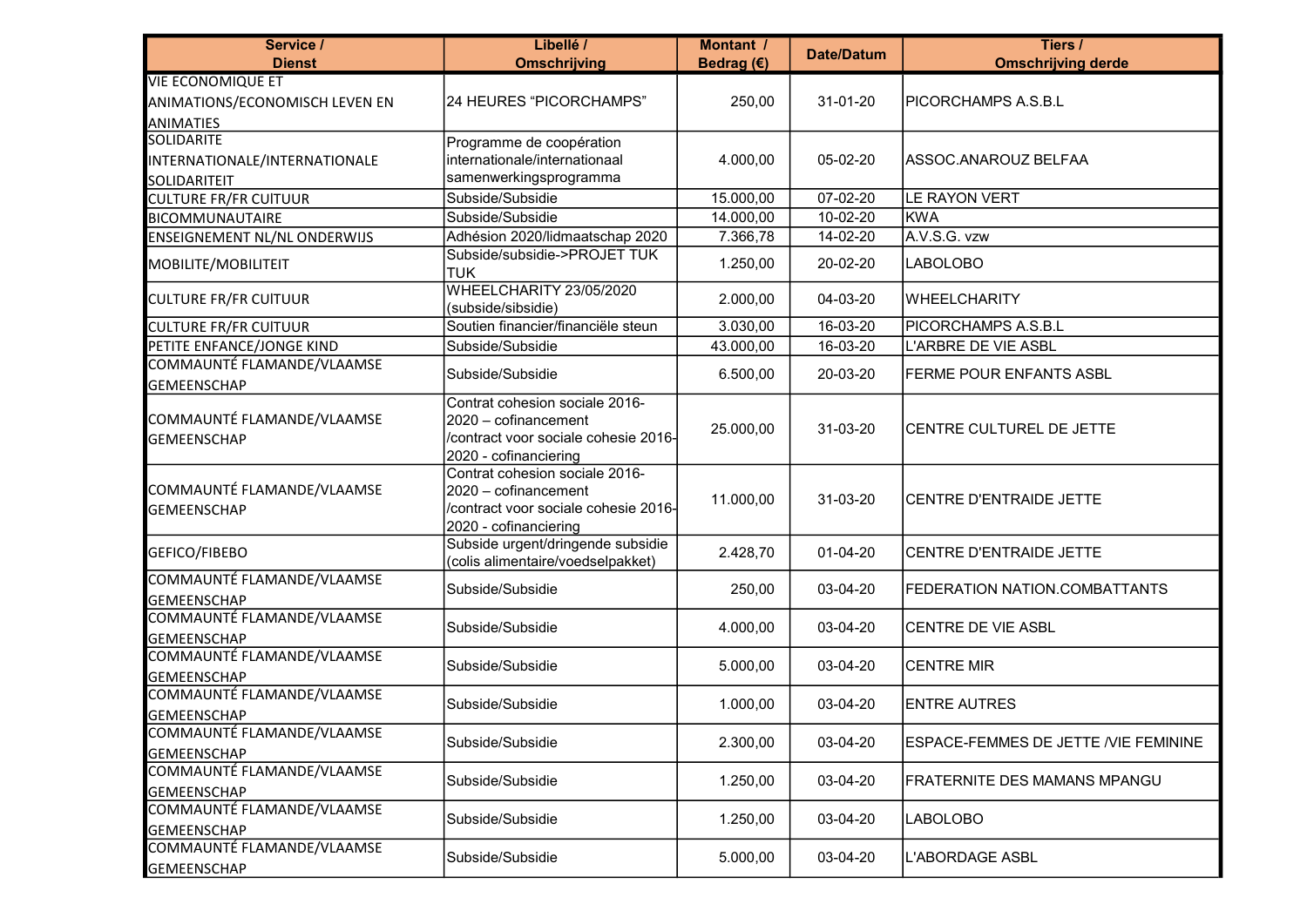| Service / Dienst | Libellé / Omschrijving | Montant / Bedrag (€) | Date/Datum | Tiers / Omschrijving derde |
|---|---|---|---|---|
| VIE ECONOMIQUE ET ANIMATIONS/ECONOMISCH LEVEN EN ANIMATIES | 24 HEURES “PICORCHAMPS” | 250,00 | 31-01-20 | PICORCHAMPS A.S.B.L |
| SOLIDARITE INTERNATIONALE/INTERNATIONALE SOLIDARITEIT | Programme de coopération internationale/internationaal samenwerkingsprogramma | 4.000,00 | 05-02-20 | ASSOC.ANAROUZ BELFAA |
| CULTURE FR/FR CUITUUR | Subside/Subsidie | 15.000,00 | 07-02-20 | LE RAYON VERT |
| BICOMMUNAUTAIRE | Subside/Subsidie | 14.000,00 | 10-02-20 | KWA |
| ENSEIGNEMENT NL/NL ONDERWIJS | Adhésion 2020/lidmaatschap 2020 | 7.366,78 | 14-02-20 | A.V.S.G. vzw |
| MOBILITE/MOBILITEIT | Subside/subsidie->PROJET TUK TUK | 1.250,00 | 20-02-20 | LABOLOBO |
| CULTURE FR/FR CUITUUR | WHEELCHARITY 23/05/2020 (subside/sibsidie) | 2.000,00 | 04-03-20 | WHEELCHARITY |
| CULTURE FR/FR CUITUUR | Soutien financier/financiële steun | 3.030,00 | 16-03-20 | PICORCHAMPS A.S.B.L |
| PETITE ENFANCE/JONGE KIND | Subside/Subsidie | 43.000,00 | 16-03-20 | L'ARBRE DE VIE ASBL |
| COMMAUNTÉ FLAMANDE/VLAAMSE GEMEENSCHAP | Subside/Subsidie | 6.500,00 | 20-03-20 | FERME POUR ENFANTS ASBL |
| COMMAUNTÉ FLAMANDE/VLAAMSE GEMEENSCHAP | Contrat cohesion sociale 2016-2020 – cofinancement /contract voor sociale cohesie 2016-2020 - cofinanciering | 25.000,00 | 31-03-20 | CENTRE CULTUREL DE JETTE |
| COMMAUNTÉ FLAMANDE/VLAAMSE GEMEENSCHAP | Contrat cohesion sociale 2016-2020 – cofinancement /contract voor sociale cohesie 2016-2020 - cofinanciering | 11.000,00 | 31-03-20 | CENTRE D'ENTRAIDE JETTE |
| GEFICO/FIBEBO | Subside urgent/dringende subsidie (colis alimentaire/voedselpakket) | 2.428,70 | 01-04-20 | CENTRE D'ENTRAIDE JETTE |
| COMMAUNTÉ FLAMANDE/VLAAMSE GEMEENSCHAP | Subside/Subsidie | 250,00 | 03-04-20 | FEDERATION NATION.COMBATTANTS |
| COMMAUNTÉ FLAMANDE/VLAAMSE GEMEENSCHAP | Subside/Subsidie | 4.000,00 | 03-04-20 | CENTRE DE VIE ASBL |
| COMMAUNTÉ FLAMANDE/VLAAMSE GEMEENSCHAP | Subside/Subsidie | 5.000,00 | 03-04-20 | CENTRE MIR |
| COMMAUNTÉ FLAMANDE/VLAAMSE GEMEENSCHAP | Subside/Subsidie | 1.000,00 | 03-04-20 | ENTRE AUTRES |
| COMMAUNTÉ FLAMANDE/VLAAMSE GEMEENSCHAP | Subside/Subsidie | 2.300,00 | 03-04-20 | ESPACE-FEMMES DE JETTE /VIE FEMININE |
| COMMAUNTÉ FLAMANDE/VLAAMSE GEMEENSCHAP | Subside/Subsidie | 1.250,00 | 03-04-20 | FRATERNITE DES MAMANS MPANGU |
| COMMAUNTÉ FLAMANDE/VLAAMSE GEMEENSCHAP | Subside/Subsidie | 1.250,00 | 03-04-20 | LABOLOBO |
| COMMAUNTÉ FLAMANDE/VLAAMSE GEMEENSCHAP | Subside/Subsidie | 5.000,00 | 03-04-20 | L'ABORDAGE ASBL |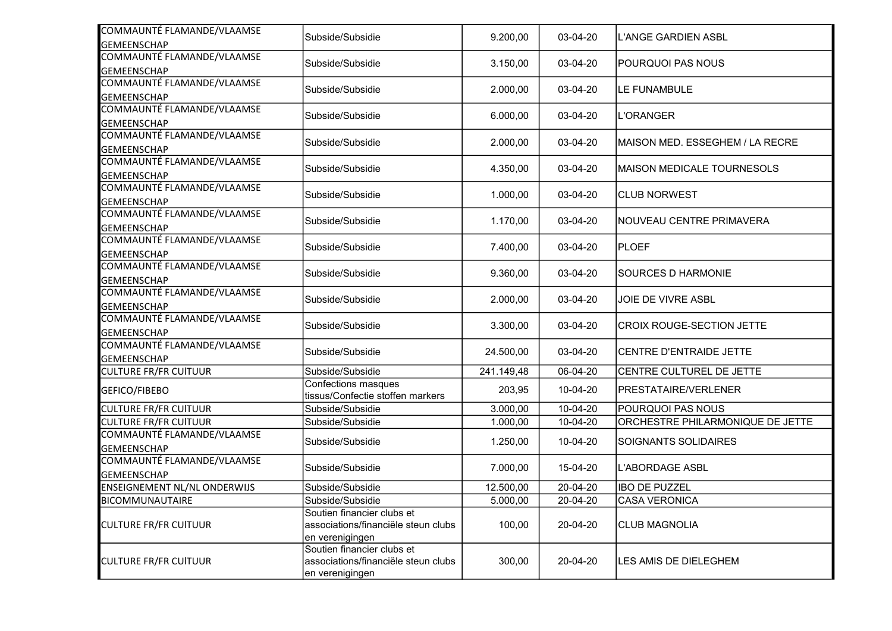| | | | | |
|---|---|---|---|---|
| COMMAUNTÉ FLAMANDE/VLAAMSE GEMEENSCHAP | Subside/Subsidie | 9.200,00 | 03-04-20 | L'ANGE GARDIEN ASBL |
| COMMAUNTÉ FLAMANDE/VLAAMSE GEMEENSCHAP | Subside/Subsidie | 3.150,00 | 03-04-20 | POURQUOI PAS NOUS |
| COMMAUNTÉ FLAMANDE/VLAAMSE GEMEENSCHAP | Subside/Subsidie | 2.000,00 | 03-04-20 | LE FUNAMBULE |
| COMMAUNTÉ FLAMANDE/VLAAMSE GEMEENSCHAP | Subside/Subsidie | 6.000,00 | 03-04-20 | L'ORANGER |
| COMMAUNTÉ FLAMANDE/VLAAMSE GEMEENSCHAP | Subside/Subsidie | 2.000,00 | 03-04-20 | MAISON MED. ESSEGHEM / LA RECRE |
| COMMAUNTÉ FLAMANDE/VLAAMSE GEMEENSCHAP | Subside/Subsidie | 4.350,00 | 03-04-20 | MAISON MEDICALE TOURNESOLS |
| COMMAUNTÉ FLAMANDE/VLAAMSE GEMEENSCHAP | Subside/Subsidie | 1.000,00 | 03-04-20 | CLUB NORWEST |
| COMMAUNTÉ FLAMANDE/VLAAMSE GEMEENSCHAP | Subside/Subsidie | 1.170,00 | 03-04-20 | NOUVEAU CENTRE PRIMAVERA |
| COMMAUNTÉ FLAMANDE/VLAAMSE GEMEENSCHAP | Subside/Subsidie | 7.400,00 | 03-04-20 | PLOEF |
| COMMAUNTÉ FLAMANDE/VLAAMSE GEMEENSCHAP | Subside/Subsidie | 9.360,00 | 03-04-20 | SOURCES D HARMONIE |
| COMMAUNTÉ FLAMANDE/VLAAMSE GEMEENSCHAP | Subside/Subsidie | 2.000,00 | 03-04-20 | JOIE DE VIVRE ASBL |
| COMMAUNTÉ FLAMANDE/VLAAMSE GEMEENSCHAP | Subside/Subsidie | 3.300,00 | 03-04-20 | CROIX ROUGE-SECTION JETTE |
| COMMAUNTÉ FLAMANDE/VLAAMSE GEMEENSCHAP | Subside/Subsidie | 24.500,00 | 03-04-20 | CENTRE D'ENTRAIDE JETTE |
| CULTURE FR/FR CUlTUUR | Subside/Subsidie | 241.149,48 | 06-04-20 | CENTRE CULTUREL DE JETTE |
| GEFICO/FIBEBO | Confections masques tissus/Confectie stoffen markers | 203,95 | 10-04-20 | PRESTATAIRE/VERLENER |
| CULTURE FR/FR CUlTUUR | Subside/Subsidie | 3.000,00 | 10-04-20 | POURQUOI PAS NOUS |
| CULTURE FR/FR CUlTUUR | Subside/Subsidie | 1.000,00 | 10-04-20 | ORCHESTRE PHILARMONIQUE DE JETTE |
| COMMAUNTÉ FLAMANDE/VLAAMSE GEMEENSCHAP | Subside/Subsidie | 1.250,00 | 10-04-20 | SOIGNANTS SOLIDAIRES |
| COMMAUNTÉ FLAMANDE/VLAAMSE GEMEENSCHAP | Subside/Subsidie | 7.000,00 | 15-04-20 | L'ABORDAGE ASBL |
| ENSEIGNEMENT NL/NL ONDERWIJS | Subside/Subsidie | 12.500,00 | 20-04-20 | IBO DE PUZZEL |
| BICOMMUNAUTAIRE | Subside/Subsidie | 5.000,00 | 20-04-20 | CASA VERONICA |
| CULTURE FR/FR CUlTUUR | Soutien financier clubs et associations/financiële steun clubs en verenigingen | 100,00 | 20-04-20 | CLUB MAGNOLIA |
| CULTURE FR/FR CUlTUUR | Soutien financier clubs et associations/financiële steun clubs en verenigingen | 300,00 | 20-04-20 | LES AMIS DE DIELEGHEM |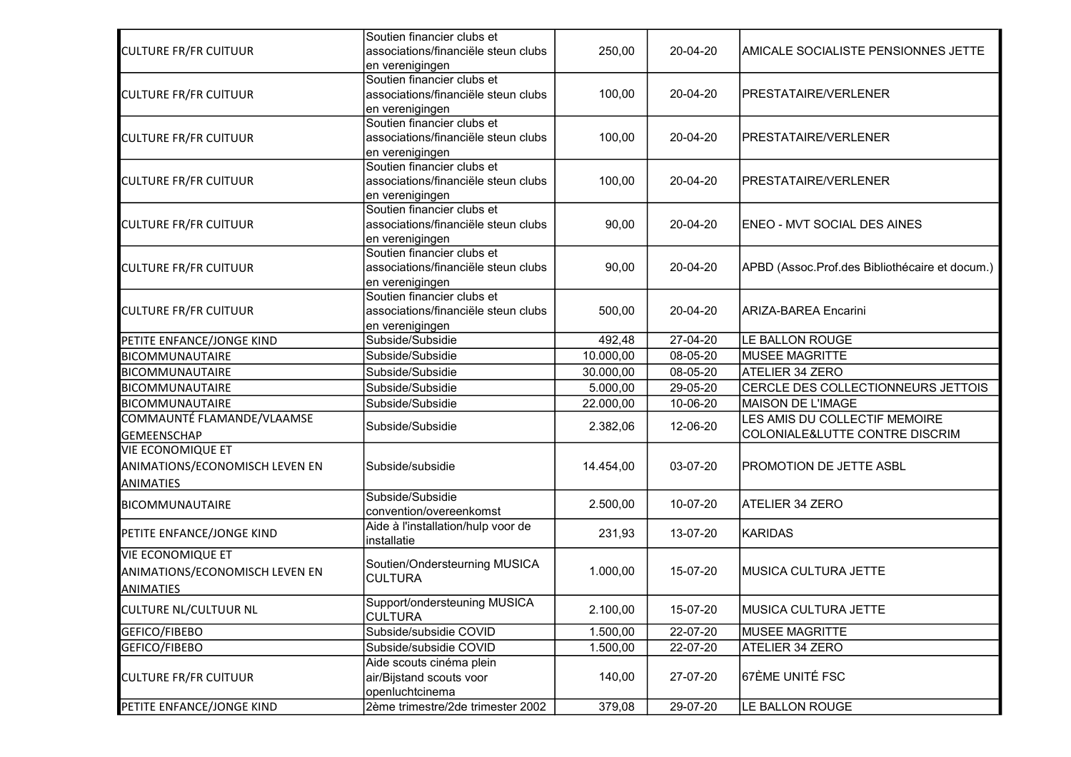| | | | | |
|---|---|---|---|---|
| CULTURE FR/FR CUITUUR | Soutien financier clubs et associations/financiële steun clubs en verenigingen | 250,00 | 20-04-20 | AMICALE SOCIALISTE PENSIONNES JETTE |
| CULTURE FR/FR CUITUUR | Soutien financier clubs et associations/financiële steun clubs en verenigingen | 100,00 | 20-04-20 | PRESTATAIRE/VERLENER |
| CULTURE FR/FR CUITUUR | Soutien financier clubs et associations/financiële steun clubs en verenigingen | 100,00 | 20-04-20 | PRESTATAIRE/VERLENER |
| CULTURE FR/FR CUITUUR | Soutien financier clubs et associations/financiële steun clubs en verenigingen | 100,00 | 20-04-20 | PRESTATAIRE/VERLENER |
| CULTURE FR/FR CUITUUR | Soutien financier clubs et associations/financiële steun clubs en verenigingen | 90,00 | 20-04-20 | ENEO - MVT SOCIAL DES AINES |
| CULTURE FR/FR CUITUUR | Soutien financier clubs et associations/financiële steun clubs en verenigingen | 90,00 | 20-04-20 | APBD (Assoc.Prof.des Bibliothécaire et docum.) |
| CULTURE FR/FR CUITUUR | Soutien financier clubs et associations/financiële steun clubs en verenigingen | 500,00 | 20-04-20 | ARIZA-BAREA Encarini |
| PETITE ENFANCE/JONGE KIND | Subside/Subsidie | 492,48 | 27-04-20 | LE BALLON ROUGE |
| BICOMMUNAUTAIRE | Subside/Subsidie | 10.000,00 | 08-05-20 | MUSEE MAGRITTE |
| BICOMMUNAUTAIRE | Subside/Subsidie | 30.000,00 | 08-05-20 | ATELIER 34 ZERO |
| BICOMMUNAUTAIRE | Subside/Subsidie | 5.000,00 | 29-05-20 | CERCLE DES COLLECTIONNEURS JETTOIS |
| BICOMMUNAUTAIRE | Subside/Subsidie | 22.000,00 | 10-06-20 | MAISON DE L'IMAGE |
| COMMAUNTÉ FLAMANDE/VLAAMSE GEMEENSCHAP | Subside/Subsidie | 2.382,06 | 12-06-20 | LES AMIS DU COLLECTIF MEMOIRE COLONIALE&LUTTE CONTRE DISCRIM |
| VIE ECONOMIQUE ET ANIMATIONS/ECONOMISCH LEVEN EN ANIMATIES | Subside/subsidie | 14.454,00 | 03-07-20 | PROMOTION DE JETTE ASBL |
| BICOMMUNAUTAIRE | Subside/Subsidie convention/overeenkomst | 2.500,00 | 10-07-20 | ATELIER 34 ZERO |
| PETITE ENFANCE/JONGE KIND | Aide à l'installation/hulp voor de installatie | 231,93 | 13-07-20 | KARIDAS |
| VIE ECONOMIQUE ET ANIMATIONS/ECONOMISCH LEVEN EN ANIMATIES | Soutien/Ondersteurning MUSICA CULTURA | 1.000,00 | 15-07-20 | MUSICA CULTURA JETTE |
| CULTURE NL/CULTUUR NL | Support/ondersteuning MUSICA CULTURA | 2.100,00 | 15-07-20 | MUSICA CULTURA JETTE |
| GEFICO/FIBEBO | Subside/subsidie COVID | 1.500,00 | 22-07-20 | MUSEE MAGRITTE |
| GEFICO/FIBEBO | Subside/subsidie COVID | 1.500,00 | 22-07-20 | ATELIER 34 ZERO |
| CULTURE FR/FR CUITUUR | Aide scouts cinéma plein air/Bijstand scouts voor openluchtcinema | 140,00 | 27-07-20 | 67ÈME UNITÉ FSC |
| PETITE ENFANCE/JONGE KIND | 2ème trimestre/2de trimester 2002 | 379,08 | 29-07-20 | LE BALLON ROUGE |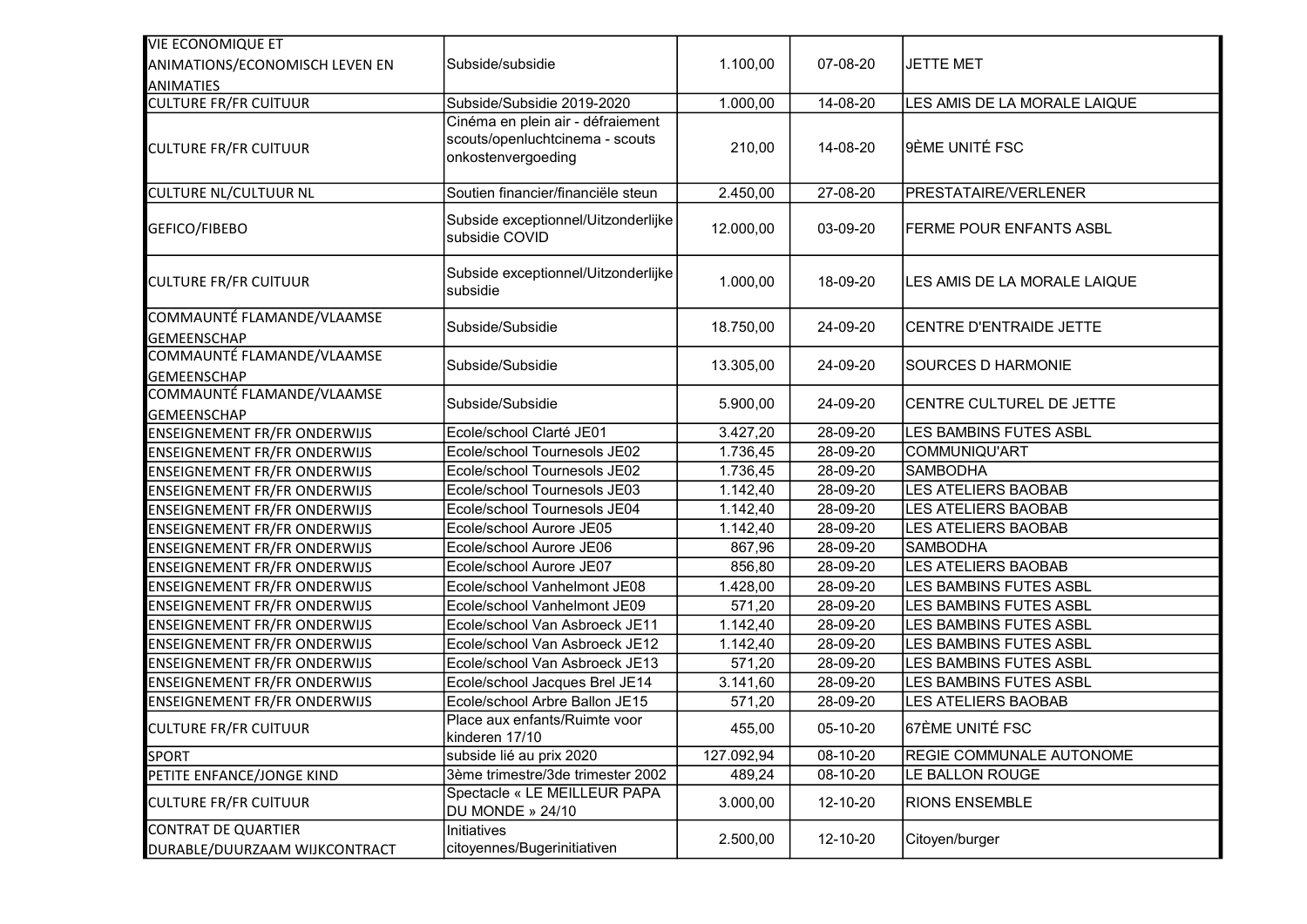| | | | | |
|---|---|---|---|---|
| VIE ECONOMIQUE ET ANIMATIONS/ECONOMISCH LEVEN EN ANIMATIES | Subside/subsidie | 1.100,00 | 07-08-20 | JETTE MET |
| CULTURE FR/FR CUITUUR | Subside/Subsidie 2019-2020 | 1.000,00 | 14-08-20 | LES AMIS DE LA MORALE LAIQUE |
| CULTURE FR/FR CUITUUR | Cinéma en plein air - défraiement scouts/openluchtcinema - scouts onkostenvergoeding | 210,00 | 14-08-20 | 9ÈME UNITÉ FSC |
| CULTURE NL/CULTUUR NL | Soutien financier/financiële steun | 2.450,00 | 27-08-20 | PRESTATAIRE/VERLENER |
| GEFICO/FIBEBO | Subside exceptionnel/Uitzonderlijke subsidie COVID | 12.000,00 | 03-09-20 | FERME POUR ENFANTS ASBL |
| CULTURE FR/FR CUITUUR | Subside exceptionnel/Uitzonderlijke subsidie | 1.000,00 | 18-09-20 | LES AMIS DE LA MORALE LAIQUE |
| COMMAUNTÉ FLAMANDE/VLAAMSE GEMEENSCHAP | Subside/Subsidie | 18.750,00 | 24-09-20 | CENTRE D'ENTRAIDE JETTE |
| COMMAUNTÉ FLAMANDE/VLAAMSE GEMEENSCHAP | Subside/Subsidie | 13.305,00 | 24-09-20 | SOURCES D HARMONIE |
| COMMAUNTÉ FLAMANDE/VLAAMSE GEMEENSCHAP | Subside/Subsidie | 5.900,00 | 24-09-20 | CENTRE CULTUREL DE JETTE |
| ENSEIGNEMENT FR/FR ONDERWIJS | Ecole/school Clarté JE01 | 3.427,20 | 28-09-20 | LES BAMBINS FUTES ASBL |
| ENSEIGNEMENT FR/FR ONDERWIJS | Ecole/school Tournesols JE02 | 1.736,45 | 28-09-20 | COMMUNIQU'ART |
| ENSEIGNEMENT FR/FR ONDERWIJS | Ecole/school Tournesols JE02 | 1.736,45 | 28-09-20 | SAMBODHA |
| ENSEIGNEMENT FR/FR ONDERWIJS | Ecole/school Tournesols JE03 | 1.142,40 | 28-09-20 | LES ATELIERS BAOBAB |
| ENSEIGNEMENT FR/FR ONDERWIJS | Ecole/school Tournesols JE04 | 1.142,40 | 28-09-20 | LES ATELIERS BAOBAB |
| ENSEIGNEMENT FR/FR ONDERWIJS | Ecole/school Aurore JE05 | 1.142,40 | 28-09-20 | LES ATELIERS BAOBAB |
| ENSEIGNEMENT FR/FR ONDERWIJS | Ecole/school Aurore JE06 | 867,96 | 28-09-20 | SAMBODHA |
| ENSEIGNEMENT FR/FR ONDERWIJS | Ecole/school Aurore JE07 | 856,80 | 28-09-20 | LES ATELIERS BAOBAB |
| ENSEIGNEMENT FR/FR ONDERWIJS | Ecole/school Vanhelmont JE08 | 1.428,00 | 28-09-20 | LES BAMBINS FUTES ASBL |
| ENSEIGNEMENT FR/FR ONDERWIJS | Ecole/school Vanhelmont JE09 | 571,20 | 28-09-20 | LES BAMBINS FUTES ASBL |
| ENSEIGNEMENT FR/FR ONDERWIJS | Ecole/school Van Asbroeck JE11 | 1.142,40 | 28-09-20 | LES BAMBINS FUTES ASBL |
| ENSEIGNEMENT FR/FR ONDERWIJS | Ecole/school Van Asbroeck JE12 | 1.142,40 | 28-09-20 | LES BAMBINS FUTES ASBL |
| ENSEIGNEMENT FR/FR ONDERWIJS | Ecole/school Van Asbroeck JE13 | 571,20 | 28-09-20 | LES BAMBINS FUTES ASBL |
| ENSEIGNEMENT FR/FR ONDERWIJS | Ecole/school Jacques Brel JE14 | 3.141,60 | 28-09-20 | LES BAMBINS FUTES ASBL |
| ENSEIGNEMENT FR/FR ONDERWIJS | Ecole/school Arbre Ballon JE15 | 571,20 | 28-09-20 | LES ATELIERS BAOBAB |
| CULTURE FR/FR CUITUUR | Place aux enfants/Ruimte voor kinderen 17/10 | 455,00 | 05-10-20 | 67ÈME UNITÉ FSC |
| SPORT | subside lié au prix 2020 | 127.092,94 | 08-10-20 | REGIE COMMUNALE AUTONOME |
| PETITE ENFANCE/JONGE KIND | 3ème trimestre/3de trimester 2002 | 489,24 | 08-10-20 | LE BALLON ROUGE |
| CULTURE FR/FR CUITUUR | Spectacle « LE MEILLEUR PAPA DU MONDE » 24/10 | 3.000,00 | 12-10-20 | RIONS ENSEMBLE |
| CONTRAT DE QUARTIER DURABLE/DUURZAAM WIJKCONTRACT | Initiatives citoyennes/Bugerinitiativen | 2.500,00 | 12-10-20 | Citoyen/burger |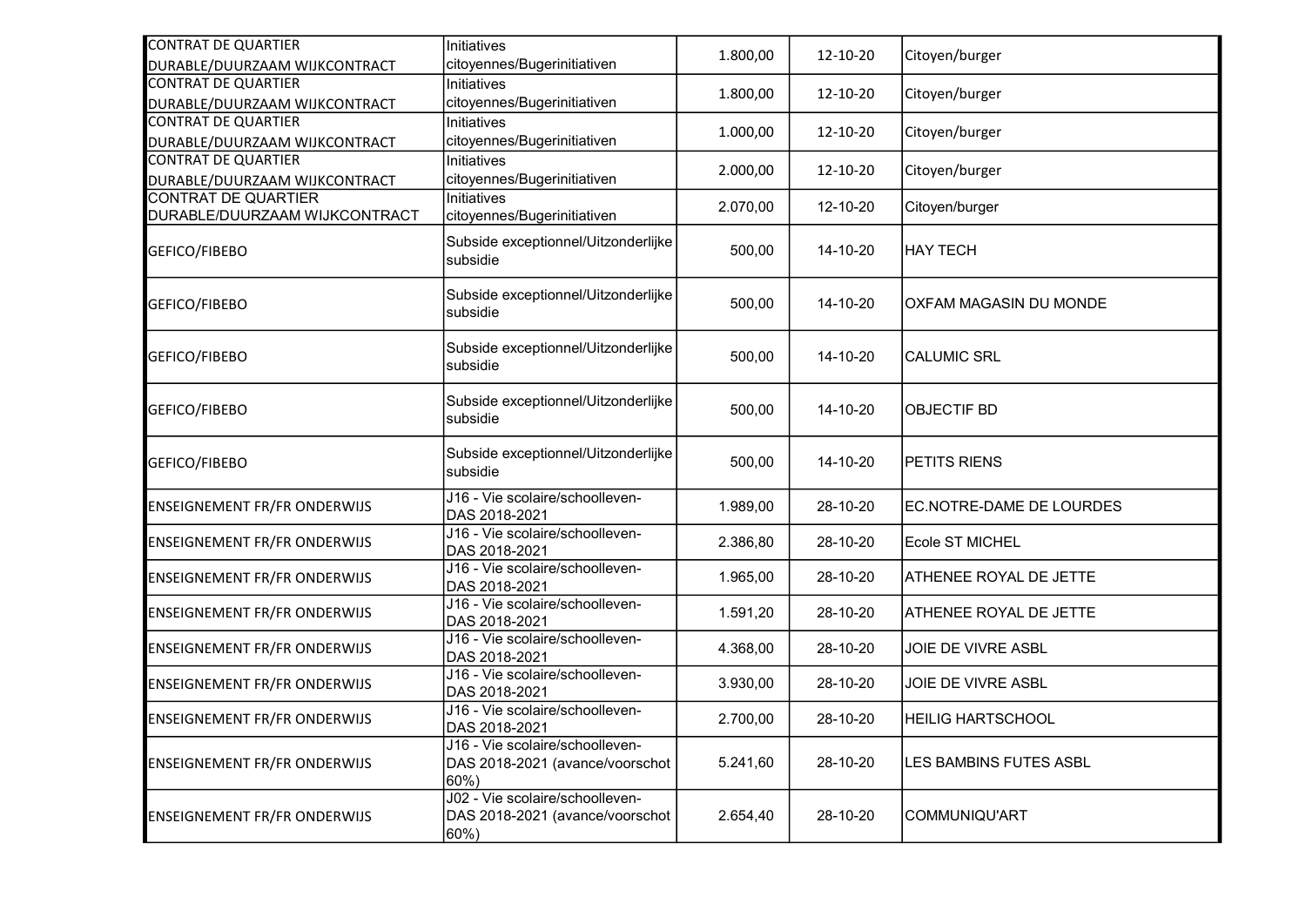| | | | | |
|---|---|---|---|---|
| CONTRAT DE QUARTIER DURABLE/DUURZAAM WIJKCONTRACT | Initiatives citoyennes/Bugerinitiativen | 1.800,00 | 12-10-20 | Citoyen/burger |
| CONTRAT DE QUARTIER DURABLE/DUURZAAM WIJKCONTRACT | Initiatives citoyennes/Bugerinitiativen | 1.800,00 | 12-10-20 | Citoyen/burger |
| CONTRAT DE QUARTIER DURABLE/DUURZAAM WIJKCONTRACT | Initiatives citoyennes/Bugerinitiativen | 1.000,00 | 12-10-20 | Citoyen/burger |
| CONTRAT DE QUARTIER DURABLE/DUURZAAM WIJKCONTRACT | Initiatives citoyennes/Bugerinitiativen | 2.000,00 | 12-10-20 | Citoyen/burger |
| CONTRAT DE QUARTIER DURABLE/DUURZAAM WIJKCONTRACT | Initiatives citoyennes/Bugerinitiativen | 2.070,00 | 12-10-20 | Citoyen/burger |
| GEFICO/FIBEBO | Subside exceptionnel/Uitzonderlijke subsidie | 500,00 | 14-10-20 | HAY TECH |
| GEFICO/FIBEBO | Subside exceptionnel/Uitzonderlijke subsidie | 500,00 | 14-10-20 | OXFAM MAGASIN DU MONDE |
| GEFICO/FIBEBO | Subside exceptionnel/Uitzonderlijke subsidie | 500,00 | 14-10-20 | CALUMIC SRL |
| GEFICO/FIBEBO | Subside exceptionnel/Uitzonderlijke subsidie | 500,00 | 14-10-20 | OBJECTIF BD |
| GEFICO/FIBEBO | Subside exceptionnel/Uitzonderlijke subsidie | 500,00 | 14-10-20 | PETITS RIENS |
| ENSEIGNEMENT FR/FR ONDERWIJS | J16 - Vie scolaire/schoolleven- DAS 2018-2021 | 1.989,00 | 28-10-20 | EC.NOTRE-DAME DE LOURDES |
| ENSEIGNEMENT FR/FR ONDERWIJS | J16 - Vie scolaire/schoolleven- DAS 2018-2021 | 2.386,80 | 28-10-20 | Ecole ST MICHEL |
| ENSEIGNEMENT FR/FR ONDERWIJS | J16 - Vie scolaire/schoolleven- DAS 2018-2021 | 1.965,00 | 28-10-20 | ATHENEE ROYAL DE JETTE |
| ENSEIGNEMENT FR/FR ONDERWIJS | J16 - Vie scolaire/schoolleven- DAS 2018-2021 | 1.591,20 | 28-10-20 | ATHENEE ROYAL DE JETTE |
| ENSEIGNEMENT FR/FR ONDERWIJS | J16 - Vie scolaire/schoolleven- DAS 2018-2021 | 4.368,00 | 28-10-20 | JOIE DE VIVRE ASBL |
| ENSEIGNEMENT FR/FR ONDERWIJS | J16 - Vie scolaire/schoolleven- DAS 2018-2021 | 3.930,00 | 28-10-20 | JOIE DE VIVRE ASBL |
| ENSEIGNEMENT FR/FR ONDERWIJS | J16 - Vie scolaire/schoolleven- DAS 2018-2021 | 2.700,00 | 28-10-20 | HEILIG HARTSCHOOL |
| ENSEIGNEMENT FR/FR ONDERWIJS | J16 - Vie scolaire/schoolleven- DAS 2018-2021 (avance/voorschot 60%) | 5.241,60 | 28-10-20 | LES BAMBINS FUTES ASBL |
| ENSEIGNEMENT FR/FR ONDERWIJS | J02 - Vie scolaire/schoolleven- DAS 2018-2021 (avance/voorschot 60%) | 2.654,40 | 28-10-20 | COMMUNIQU'ART |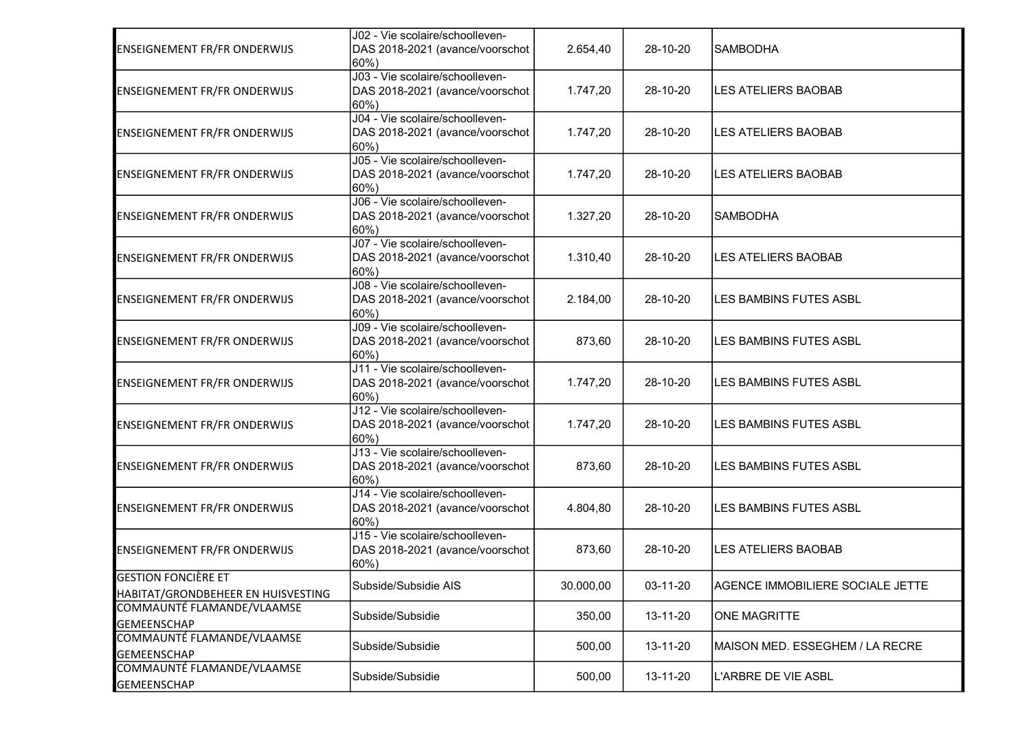| | | | | |
|---|---|---|---|---|
| ENSEIGNEMENT FR/FR ONDERWIJS | J02 - Vie scolaire/schoolleven- DAS 2018-2021 (avance/voorschot 60%) | 2.654,40 | 28-10-20 | SAMBODHA |
| ENSEIGNEMENT FR/FR ONDERWIJS | J03 - Vie scolaire/schoolleven- DAS 2018-2021 (avance/voorschot 60%) | 1.747,20 | 28-10-20 | LES ATELIERS BAOBAB |
| ENSEIGNEMENT FR/FR ONDERWIJS | J04 - Vie scolaire/schoolleven- DAS 2018-2021 (avance/voorschot 60%) | 1.747,20 | 28-10-20 | LES ATELIERS BAOBAB |
| ENSEIGNEMENT FR/FR ONDERWIJS | J05 - Vie scolaire/schoolleven- DAS 2018-2021 (avance/voorschot 60%) | 1.747,20 | 28-10-20 | LES ATELIERS BAOBAB |
| ENSEIGNEMENT FR/FR ONDERWIJS | J06 - Vie scolaire/schoolleven- DAS 2018-2021 (avance/voorschot 60%) | 1.327,20 | 28-10-20 | SAMBODHA |
| ENSEIGNEMENT FR/FR ONDERWIJS | J07 - Vie scolaire/schoolleven- DAS 2018-2021 (avance/voorschot 60%) | 1.310,40 | 28-10-20 | LES ATELIERS BAOBAB |
| ENSEIGNEMENT FR/FR ONDERWIJS | J08 - Vie scolaire/schoolleven- DAS 2018-2021 (avance/voorschot 60%) | 2.184,00 | 28-10-20 | LES BAMBINS FUTES ASBL |
| ENSEIGNEMENT FR/FR ONDERWIJS | J09 - Vie scolaire/schoolleven- DAS 2018-2021 (avance/voorschot 60%) | 873,60 | 28-10-20 | LES BAMBINS FUTES ASBL |
| ENSEIGNEMENT FR/FR ONDERWIJS | J11 - Vie scolaire/schoolleven- DAS 2018-2021 (avance/voorschot 60%) | 1.747,20 | 28-10-20 | LES BAMBINS FUTES ASBL |
| ENSEIGNEMENT FR/FR ONDERWIJS | J12 - Vie scolaire/schoolleven- DAS 2018-2021 (avance/voorschot 60%) | 1.747,20 | 28-10-20 | LES BAMBINS FUTES ASBL |
| ENSEIGNEMENT FR/FR ONDERWIJS | J13 - Vie scolaire/schoolleven- DAS 2018-2021 (avance/voorschot 60%) | 873,60 | 28-10-20 | LES BAMBINS FUTES ASBL |
| ENSEIGNEMENT FR/FR ONDERWIJS | J14 - Vie scolaire/schoolleven- DAS 2018-2021 (avance/voorschot 60%) | 4.804,80 | 28-10-20 | LES BAMBINS FUTES ASBL |
| ENSEIGNEMENT FR/FR ONDERWIJS | J15 - Vie scolaire/schoolleven- DAS 2018-2021 (avance/voorschot 60%) | 873,60 | 28-10-20 | LES ATELIERS BAOBAB |
| GESTION FONCIÈRE ET HABITAT/GRONDBEHEER EN HUISVESTING | Subside/Subsidie AIS | 30.000,00 | 03-11-20 | AGENCE IMMOBILIERE SOCIALE JETTE |
| COMMAUNTÉ FLAMANDE/VLAAMSE GEMEENSCHAP | Subside/Subsidie | 350,00 | 13-11-20 | ONE MAGRITTE |
| COMMAUNTÉ FLAMANDE/VLAAMSE GEMEENSCHAP | Subside/Subsidie | 500,00 | 13-11-20 | MAISON MED. ESSEGHEM / LA RECRE |
| COMMAUNTÉ FLAMANDE/VLAAMSE GEMEENSCHAP | Subside/Subsidie | 500,00 | 13-11-20 | L'ARBRE DE VIE ASBL |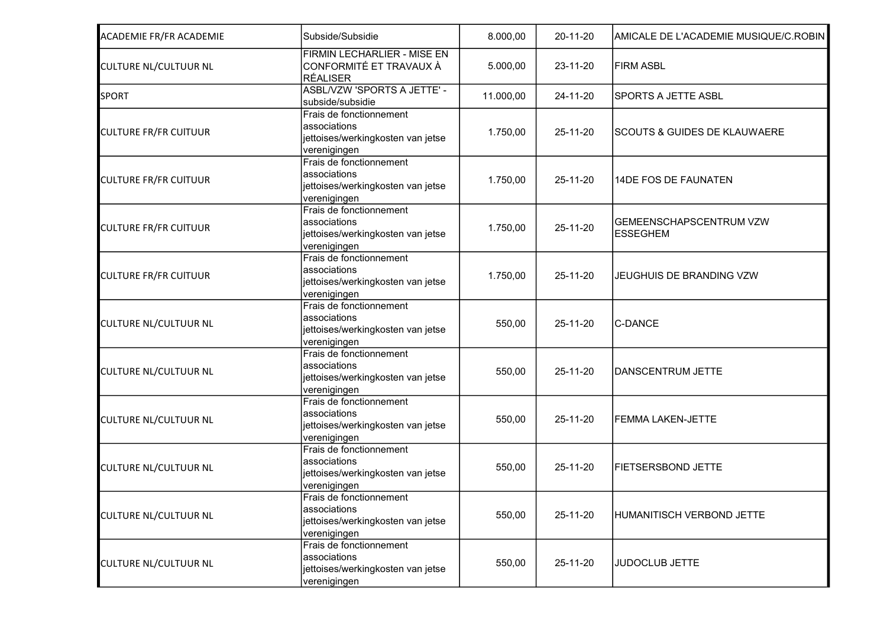| | | | | |
|---|---|---|---|---|
| ACADEMIE FR/FR ACADEMIE | Subside/Subsidie | 8.000,00 | 20-11-20 | AMICALE DE L'ACADEMIE MUSIQUE/C.ROBIN |
| CULTURE NL/CULTUUR NL | FIRMIN LECHARLIER - MISE EN CONFORMITÉ ET TRAVAUX À RÉALISER | 5.000,00 | 23-11-20 | FIRM ASBL |
| SPORT | ASBL/VZW 'SPORTS A JETTE' - subside/subsidie | 11.000,00 | 24-11-20 | SPORTS A JETTE ASBL |
| CULTURE FR/FR CUITUUR | Frais de fonctionnement associations jettoises/werkingkosten van jetse verenigingen | 1.750,00 | 25-11-20 | SCOUTS & GUIDES DE KLAUWAERE |
| CULTURE FR/FR CUITUUR | Frais de fonctionnement associations jettoises/werkingkosten van jetse verenigingen | 1.750,00 | 25-11-20 | 14DE FOS DE FAUNATEN |
| CULTURE FR/FR CUITUUR | Frais de fonctionnement associations jettoises/werkingkosten van jetse verenigingen | 1.750,00 | 25-11-20 | GEMEENSCHAPSCENTRUM VZW ESSEGHEM |
| CULTURE FR/FR CUITUUR | Frais de fonctionnement associations jettoises/werkingkosten van jetse verenigingen | 1.750,00 | 25-11-20 | JEUGHUIS DE BRANDING VZW |
| CULTURE NL/CULTUUR NL | Frais de fonctionnement associations jettoises/werkingkosten van jetse verenigingen | 550,00 | 25-11-20 | C-DANCE |
| CULTURE NL/CULTUUR NL | Frais de fonctionnement associations jettoises/werkingkosten van jetse verenigingen | 550,00 | 25-11-20 | DANSCENTRUM JETTE |
| CULTURE NL/CULTUUR NL | Frais de fonctionnement associations jettoises/werkingkosten van jetse verenigingen | 550,00 | 25-11-20 | FEMMA LAKEN-JETTE |
| CULTURE NL/CULTUUR NL | Frais de fonctionnement associations jettoises/werkingkosten van jetse verenigingen | 550,00 | 25-11-20 | FIETSERSBOND JETTE |
| CULTURE NL/CULTUUR NL | Frais de fonctionnement associations jettoises/werkingkosten van jetse verenigingen | 550,00 | 25-11-20 | HUMANITISCH VERBOND JETTE |
| CULTURE NL/CULTUUR NL | Frais de fonctionnement associations jettoises/werkingkosten van jetse verenigingen | 550,00 | 25-11-20 | JUDOCLUB JETTE |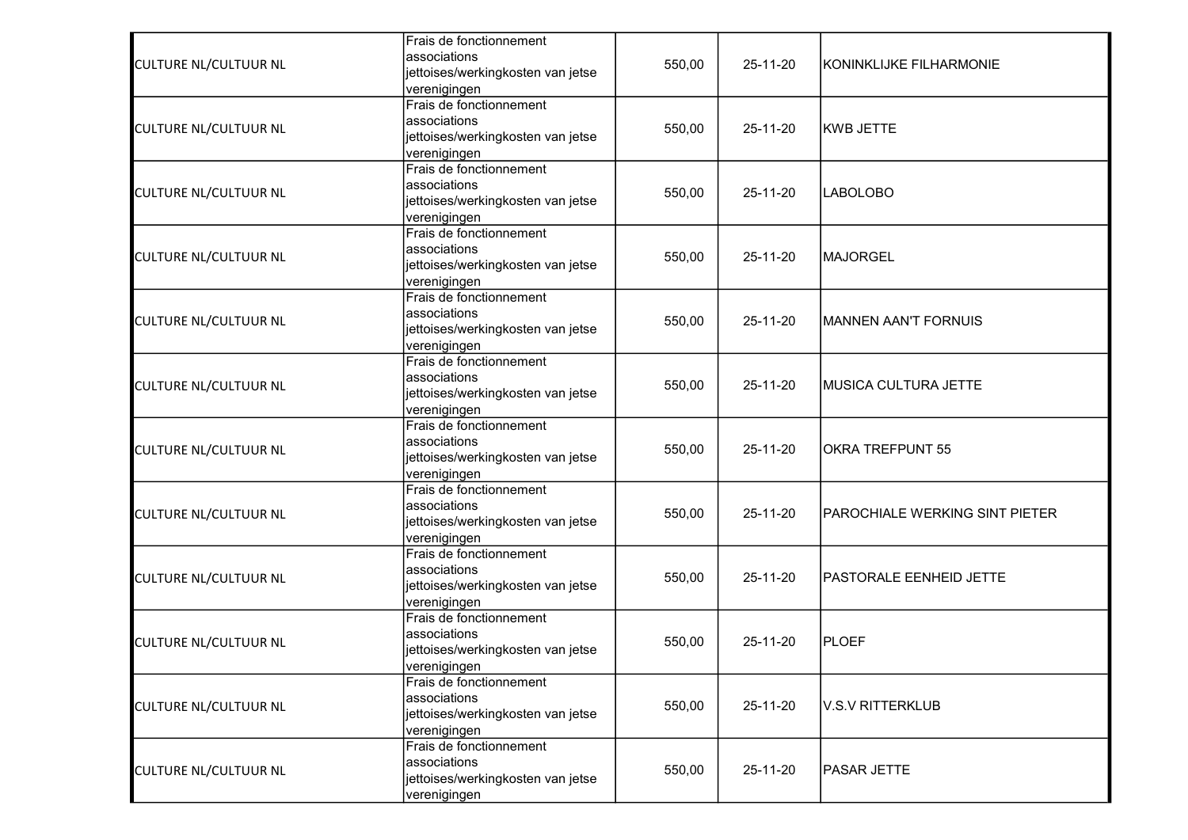| | | | | |
|---|---|---|---|---|
| CULTURE NL/CULTUUR NL | Frais de fonctionnement associations jettoises/werkingkosten van jetse verenigingen | 550,00 | 25-11-20 | KONINKLIJKE FILHARMONIE |
| CULTURE NL/CULTUUR NL | Frais de fonctionnement associations jettoises/werkingkosten van jetse verenigingen | 550,00 | 25-11-20 | KWB JETTE |
| CULTURE NL/CULTUUR NL | Frais de fonctionnement associations jettoises/werkingkosten van jetse verenigingen | 550,00 | 25-11-20 | LABOLOBO |
| CULTURE NL/CULTUUR NL | Frais de fonctionnement associations jettoises/werkingkosten van jetse verenigingen | 550,00 | 25-11-20 | MAJORGEL |
| CULTURE NL/CULTUUR NL | Frais de fonctionnement associations jettoises/werkingkosten van jetse verenigingen | 550,00 | 25-11-20 | MANNEN AAN'T FORNUIS |
| CULTURE NL/CULTUUR NL | Frais de fonctionnement associations jettoises/werkingkosten van jetse verenigingen | 550,00 | 25-11-20 | MUSICA CULTURA JETTE |
| CULTURE NL/CULTUUR NL | Frais de fonctionnement associations jettoises/werkingkosten van jetse verenigingen | 550,00 | 25-11-20 | OKRA TREFPUNT 55 |
| CULTURE NL/CULTUUR NL | Frais de fonctionnement associations jettoises/werkingkosten van jetse verenigingen | 550,00 | 25-11-20 | PAROCHIALE WERKING SINT PIETER |
| CULTURE NL/CULTUUR NL | Frais de fonctionnement associations jettoises/werkingkosten van jetse verenigingen | 550,00 | 25-11-20 | PASTORALE EENHEID JETTE |
| CULTURE NL/CULTUUR NL | Frais de fonctionnement associations jettoises/werkingkosten van jetse verenigingen | 550,00 | 25-11-20 | PLOEF |
| CULTURE NL/CULTUUR NL | Frais de fonctionnement associations jettoises/werkingkosten van jetse verenigingen | 550,00 | 25-11-20 | V.S.V RITTERKLUB |
| CULTURE NL/CULTUUR NL | Frais de fonctionnement associations jettoises/werkingkosten van jetse verenigingen | 550,00 | 25-11-20 | PASAR JETTE |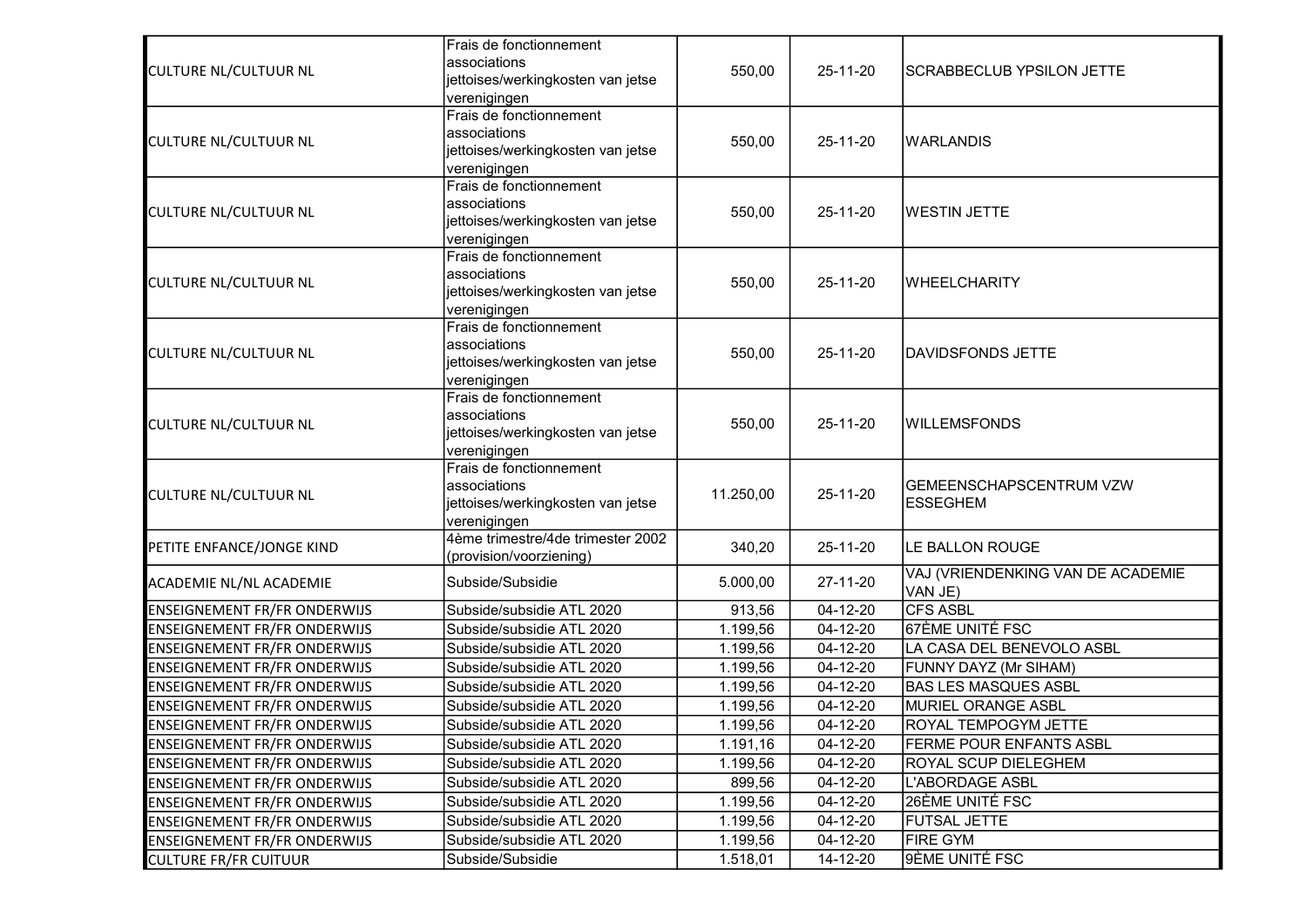| | | | | |
|---|---|---|---|---|
| CULTURE NL/CULTUUR NL | Frais de fonctionnement associations jettoises/werkingkosten van jetse verenigingen | 550,00 | 25-11-20 | SCRABBECLUB YPSILON JETTE |
| CULTURE NL/CULTUUR NL | Frais de fonctionnement associations jettoises/werkingkosten van jetse verenigingen | 550,00 | 25-11-20 | WARLANDIS |
| CULTURE NL/CULTUUR NL | Frais de fonctionnement associations jettoises/werkingkosten van jetse verenigingen | 550,00 | 25-11-20 | WESTIN JETTE |
| CULTURE NL/CULTUUR NL | Frais de fonctionnement associations jettoises/werkingkosten van jetse verenigingen | 550,00 | 25-11-20 | WHEELCHARITY |
| CULTURE NL/CULTUUR NL | Frais de fonctionnement associations jettoises/werkingkosten van jetse verenigingen | 550,00 | 25-11-20 | DAVIDSFONDS JETTE |
| CULTURE NL/CULTUUR NL | Frais de fonctionnement associations jettoises/werkingkosten van jetse verenigingen | 550,00 | 25-11-20 | WILLEMSFONDS |
| CULTURE NL/CULTUUR NL | Frais de fonctionnement associations jettoises/werkingkosten van jetse verenigingen | 11.250,00 | 25-11-20 | GEMEENSCHAPSCENTRUM VZW ESSEGHEM |
| PETITE ENFANCE/JONGE KIND | 4ème trimestre/4de trimester 2002 (provision/voorziening) | 340,20 | 25-11-20 | LE BALLON ROUGE |
| ACADEMIE NL/NL ACADEMIE | Subside/Subsidie | 5.000,00 | 27-11-20 | VAJ (VRIENDENKING VAN DE ACADEMIE VAN JE) |
| ENSEIGNEMENT FR/FR ONDERWIJS | Subside/subsidie ATL 2020 | 913,56 | 04-12-20 | CFS ASBL |
| ENSEIGNEMENT FR/FR ONDERWIJS | Subside/subsidie ATL 2020 | 1.199,56 | 04-12-20 | 67ÈME UNITÉ FSC |
| ENSEIGNEMENT FR/FR ONDERWIJS | Subside/subsidie ATL 2020 | 1.199,56 | 04-12-20 | LA CASA DEL BENEVOLO ASBL |
| ENSEIGNEMENT FR/FR ONDERWIJS | Subside/subsidie ATL 2020 | 1.199,56 | 04-12-20 | FUNNY DAYZ (Mr SIHAM) |
| ENSEIGNEMENT FR/FR ONDERWIJS | Subside/subsidie ATL 2020 | 1.199,56 | 04-12-20 | BAS LES MASQUES ASBL |
| ENSEIGNEMENT FR/FR ONDERWIJS | Subside/subsidie ATL 2020 | 1.199,56 | 04-12-20 | MURIEL ORANGE ASBL |
| ENSEIGNEMENT FR/FR ONDERWIJS | Subside/subsidie ATL 2020 | 1.199,56 | 04-12-20 | ROYAL TEMPOGYM JETTE |
| ENSEIGNEMENT FR/FR ONDERWIJS | Subside/subsidie ATL 2020 | 1.191,16 | 04-12-20 | FERME POUR ENFANTS ASBL |
| ENSEIGNEMENT FR/FR ONDERWIJS | Subside/subsidie ATL 2020 | 1.199,56 | 04-12-20 | ROYAL SCUP DIELEGHEM |
| ENSEIGNEMENT FR/FR ONDERWIJS | Subside/subsidie ATL 2020 | 899,56 | 04-12-20 | L'ABORDAGE ASBL |
| ENSEIGNEMENT FR/FR ONDERWIJS | Subside/subsidie ATL 2020 | 1.199,56 | 04-12-20 | 26ÈME UNITÉ FSC |
| ENSEIGNEMENT FR/FR ONDERWIJS | Subside/subsidie ATL 2020 | 1.199,56 | 04-12-20 | FUTSAL JETTE |
| ENSEIGNEMENT FR/FR ONDERWIJS | Subside/subsidie ATL 2020 | 1.199,56 | 04-12-20 | FIRE GYM |
| CULTURE FR/FR CUITUUR | Subside/Subsidie | 1.518,01 | 14-12-20 | 9ÈME UNITÉ FSC |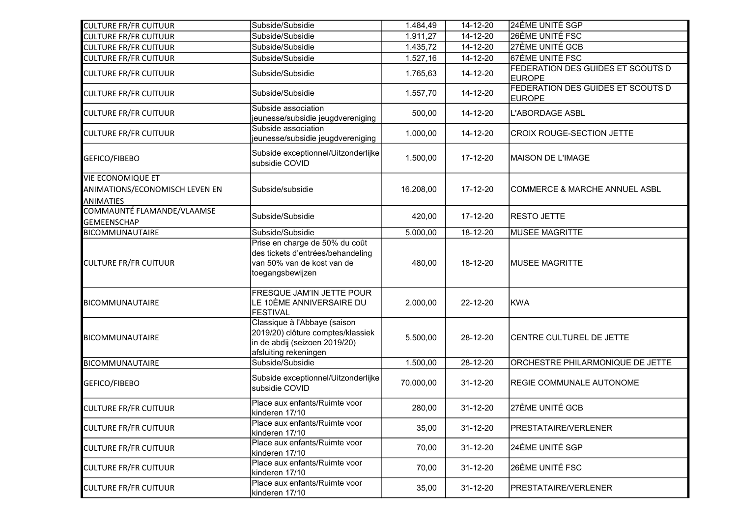| | | | | |
|---|---|---|---|---|
| CULTURE FR/FR CUITUUR | Subside/Subsidie | 1.484,49 | 14-12-20 | 24ÈME UNITÉ SGP |
| CULTURE FR/FR CUITUUR | Subside/Subsidie | 1.911,27 | 14-12-20 | 26ÈME UNITÉ FSC |
| CULTURE FR/FR CUITUUR | Subside/Subsidie | 1.435,72 | 14-12-20 | 27ÈME UNITÉ GCB |
| CULTURE FR/FR CUITUUR | Subside/Subsidie | 1.527,16 | 14-12-20 | 67ÈME UNITÉ FSC |
| CULTURE FR/FR CUITUUR | Subside/Subsidie | 1.765,63 | 14-12-20 | FEDERATION DES GUIDES ET SCOUTS D EUROPE |
| CULTURE FR/FR CUITUUR | Subside/Subsidie | 1.557,70 | 14-12-20 | FEDERATION DES GUIDES ET SCOUTS D EUROPE |
| CULTURE FR/FR CUITUUR | Subside association jeunesse/subsidie jeugdvereniging | 500,00 | 14-12-20 | L'ABORDAGE ASBL |
| CULTURE FR/FR CUITUUR | Subside association jeunesse/subsidie jeugdvereniging | 1.000,00 | 14-12-20 | CROIX ROUGE-SECTION JETTE |
| GEFICO/FIBEBO | Subside exceptionnel/Uitzonderlijke subsidie COVID | 1.500,00 | 17-12-20 | MAISON DE L'IMAGE |
| VIE ECONOMIQUE ET ANIMATIONS/ECONOMISCH LEVEN EN ANIMATIES | Subside/subsidie | 16.208,00 | 17-12-20 | COMMERCE & MARCHE ANNUEL ASBL |
| COMMAUNTÉ FLAMANDE/VLAAMSE GEMEENSCHAP | Subside/Subsidie | 420,00 | 17-12-20 | RESTO JETTE |
| BICOMMUNAUTAIRE | Subside/Subsidie | 5.000,00 | 18-12-20 | MUSEE MAGRITTE |
| CULTURE FR/FR CUITUUR | Prise en charge de 50% du coût des tickets d'entrées/behandeling van 50% van de kost van de toegangsbewijzen | 480,00 | 18-12-20 | MUSEE MAGRITTE |
| BICOMMUNAUTAIRE | FRESQUE JAM'IN JETTE POUR LE 10ÈME ANNIVERSAIRE DU FESTIVAL | 2.000,00 | 22-12-20 | KWA |
| BICOMMUNAUTAIRE | Classique à l'Abbaye (saison 2019/20) clôture comptes/klassiek in de abdij (seizoen 2019/20) afsluiting rekeningen | 5.500,00 | 28-12-20 | CENTRE CULTUREL DE JETTE |
| BICOMMUNAUTAIRE | Subside/Subsidie | 1.500,00 | 28-12-20 | ORCHESTRE PHILARMONIQUE DE JETTE |
| GEFICO/FIBEBO | Subside exceptionnel/Uitzonderlijke subsidie COVID | 70.000,00 | 31-12-20 | REGIE COMMUNALE AUTONOME |
| CULTURE FR/FR CUITUUR | Place aux enfants/Ruimte voor kinderen 17/10 | 280,00 | 31-12-20 | 27ÈME UNITÉ GCB |
| CULTURE FR/FR CUITUUR | Place aux enfants/Ruimte voor kinderen 17/10 | 35,00 | 31-12-20 | PRESTATAIRE/VERLENER |
| CULTURE FR/FR CUITUUR | Place aux enfants/Ruimte voor kinderen 17/10 | 70,00 | 31-12-20 | 24ÈME UNITÉ SGP |
| CULTURE FR/FR CUITUUR | Place aux enfants/Ruimte voor kinderen 17/10 | 70,00 | 31-12-20 | 26ÈME UNITÉ FSC |
| CULTURE FR/FR CUITUUR | Place aux enfants/Ruimte voor kinderen 17/10 | 35,00 | 31-12-20 | PRESTATAIRE/VERLENER |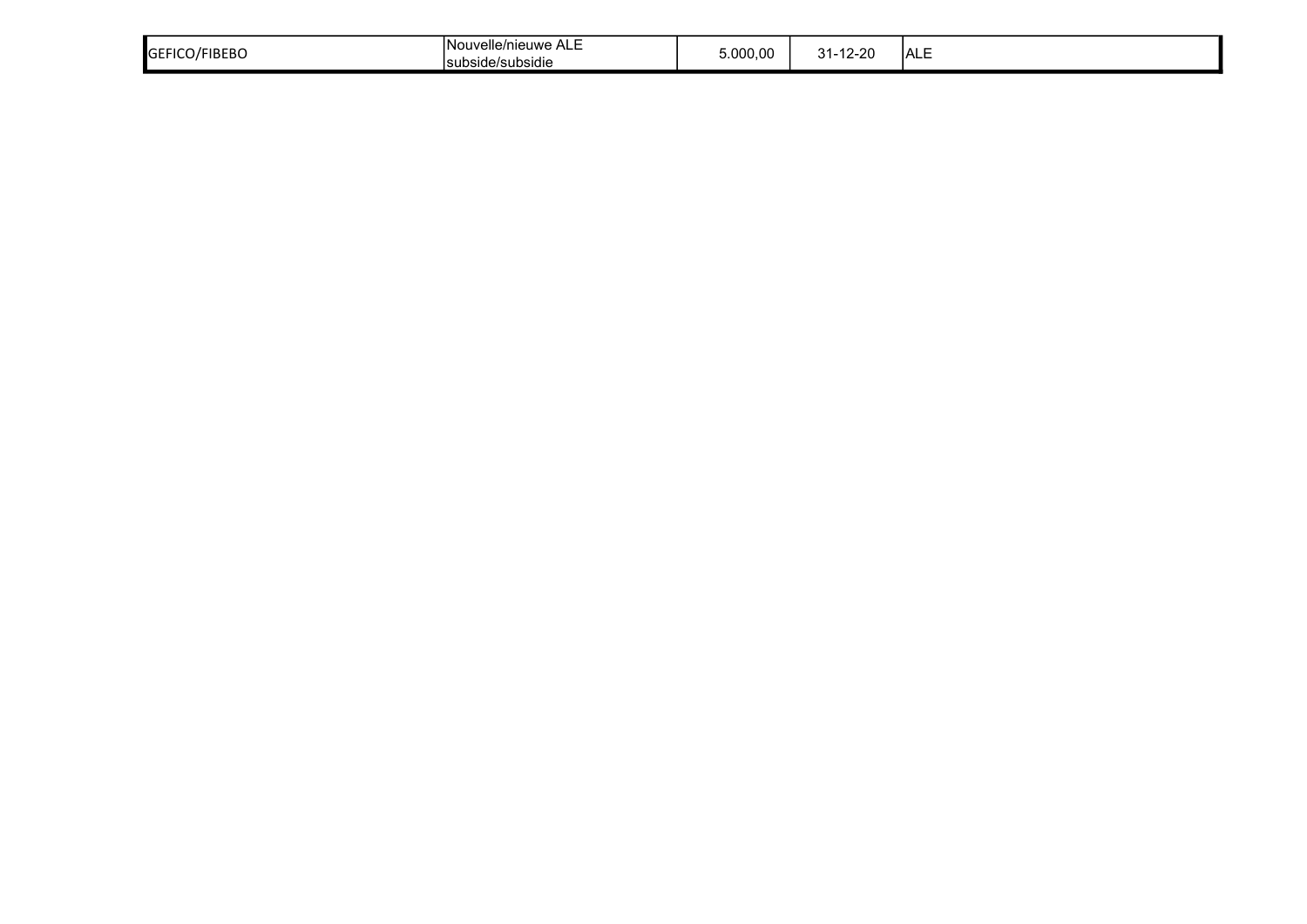| | | | | |
|---|---|---|---|---|
| GEFICO/FIBEBO | Nouvelle/nieuwe ALE subside/subsidie | 5.000,00 | 31-12-20 | ALE |